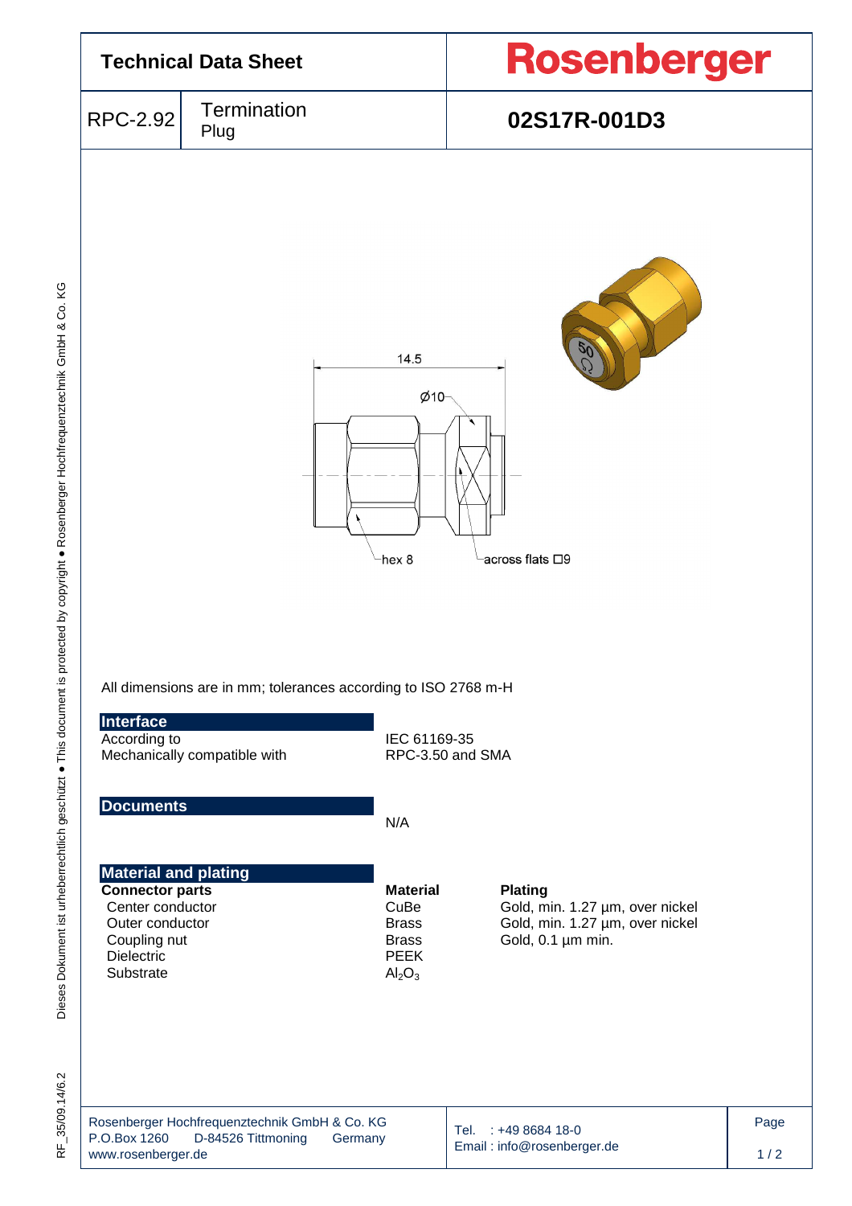# Technical Data Sheet

**Rosenberger**

| RPC-2.92 | Termination Plug | **02S17R-001D3** |
|---|---|---|

14.5

Ø10

hex 8

across flats □9

All dimensions are in mm; tolerances according to ISO 2768 m-H

## Interface

| | |
|---|---|
| According to | IEC 61169-35 |
| Mechanically compatible with | RPC-3.50 and SMA |

## Documents

N/A

## Material and plating

| **Connector parts** | **Material** | **Plating** |
|---|---|---|
| Center conductor | CuBe | Gold, min. 1.27 µm, over nickel |
| Outer conductor | Brass | Gold, min. 1.27 µm, over nickel |
| Coupling nut | Brass | Gold, 0.1 µm min. |
| Dielectric | PEEK | |
| Substrate | $Al_2O_3$ | |

Rosenberger Hochfrequenztechnik GmbH & Co. KG
P.O.Box 1260 D-84526 Tittmoning Germany
www.rosenberger.de

Tel. : +49 8684 18-0
Email : info@rosenberger.de

Dieses Dokument ist urheberrechtlich geschützt ● This document is protected by copyright ● Rosenberger Hochfrequenztechnik GmbH & Co. KG

RF_35/09.14/6.2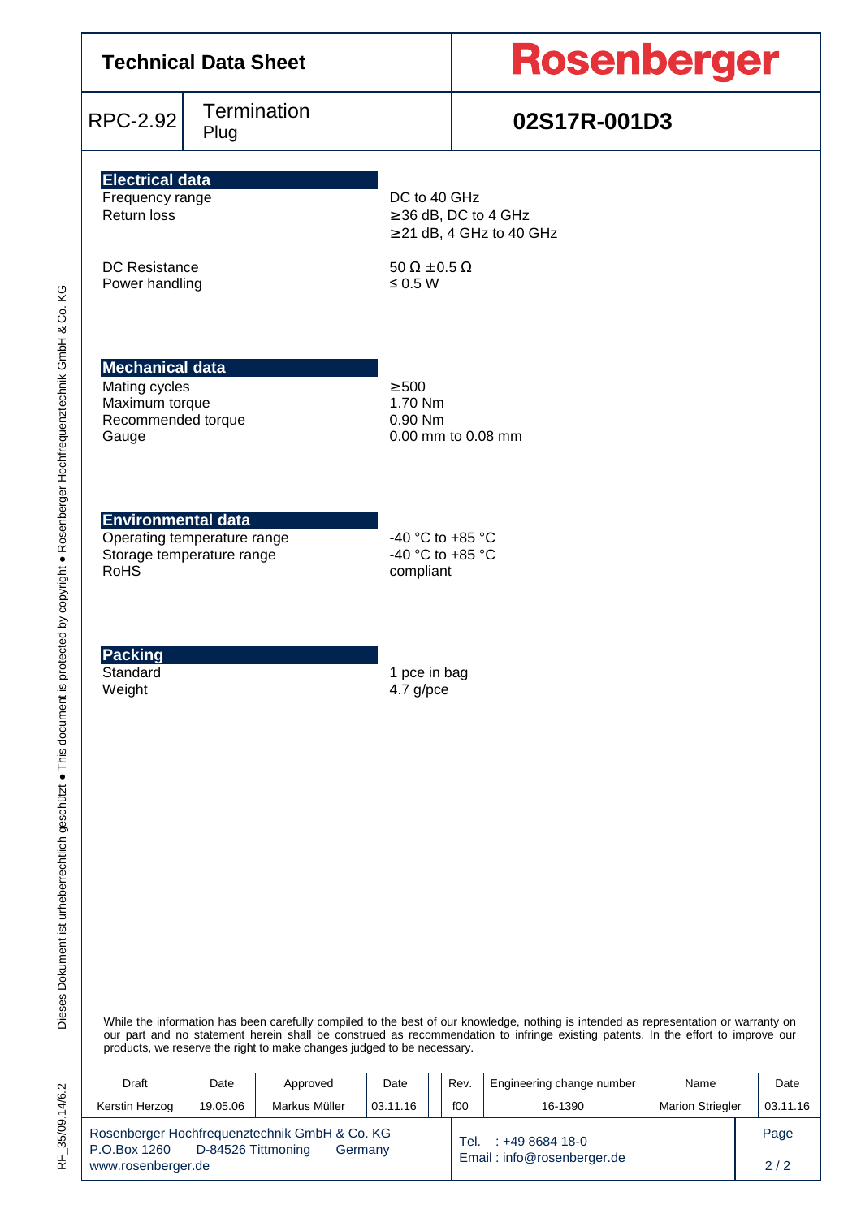# Technical Data Sheet

**Rosenberger**

RPC-2.92 | Termination Plug | **02S17R-001D3**

## Electrical data

| | |
|---|---|
| Frequency range | DC to 40 GHz |
| Return loss | ≥36 dB, DC to 4 GHz<br>≥21 dB, 4 GHz to 40 GHz |
| DC Resistance | 50 Ω ±0.5 Ω |
| Power handling | ≤ 0.5 W |

## Mechanical data

| | |
|---|---|
| Mating cycles | ≥500 |
| Maximum torque | 1.70 Nm |
| Recommended torque | 0.90 Nm |
| Gauge | 0.00 mm to 0.08 mm |

## Environmental data

| | |
|---|---|
| Operating temperature range | -40 °C to +85 °C |
| Storage temperature range | -40 °C to +85 °C |
| RoHS | compliant |

## Packing

| | |
|---|---|
| Standard | 1 pce in bag |
| Weight | 4.7 g/pce |

While the information has been carefully compiled to the best of our knowledge, nothing is intended as representation or warranty on our part and no statement herein shall be construed as recommendation to infringe existing patents. In the effort to improve our products, we reserve the right to make changes judged to be necessary.

| Draft | Date | Approved | Date | Rev. | Engineering change number | Name | Date |
|---|---|---|---|---|---|---|---|
| Kerstin Herzog | 19.05.06 | Markus Müller | 03.11.16 | f00 | 16-1390 | Marion Striegler | 03.11.16 |

Rosenberger Hochfrequenztechnik GmbH & Co. KG
P.O.Box 1260 D-84526 Tittmoning Germany
www.rosenberger.de

Tel. : +49 8684 18-0
Email : info@rosenberger.de

Dieses Dokument ist urheberrechtlich geschützt ● This document is protected by copyright ● Rosenberger Hochfrequenztechnik GmbH & Co. KG

RF_35/09.14/6.2